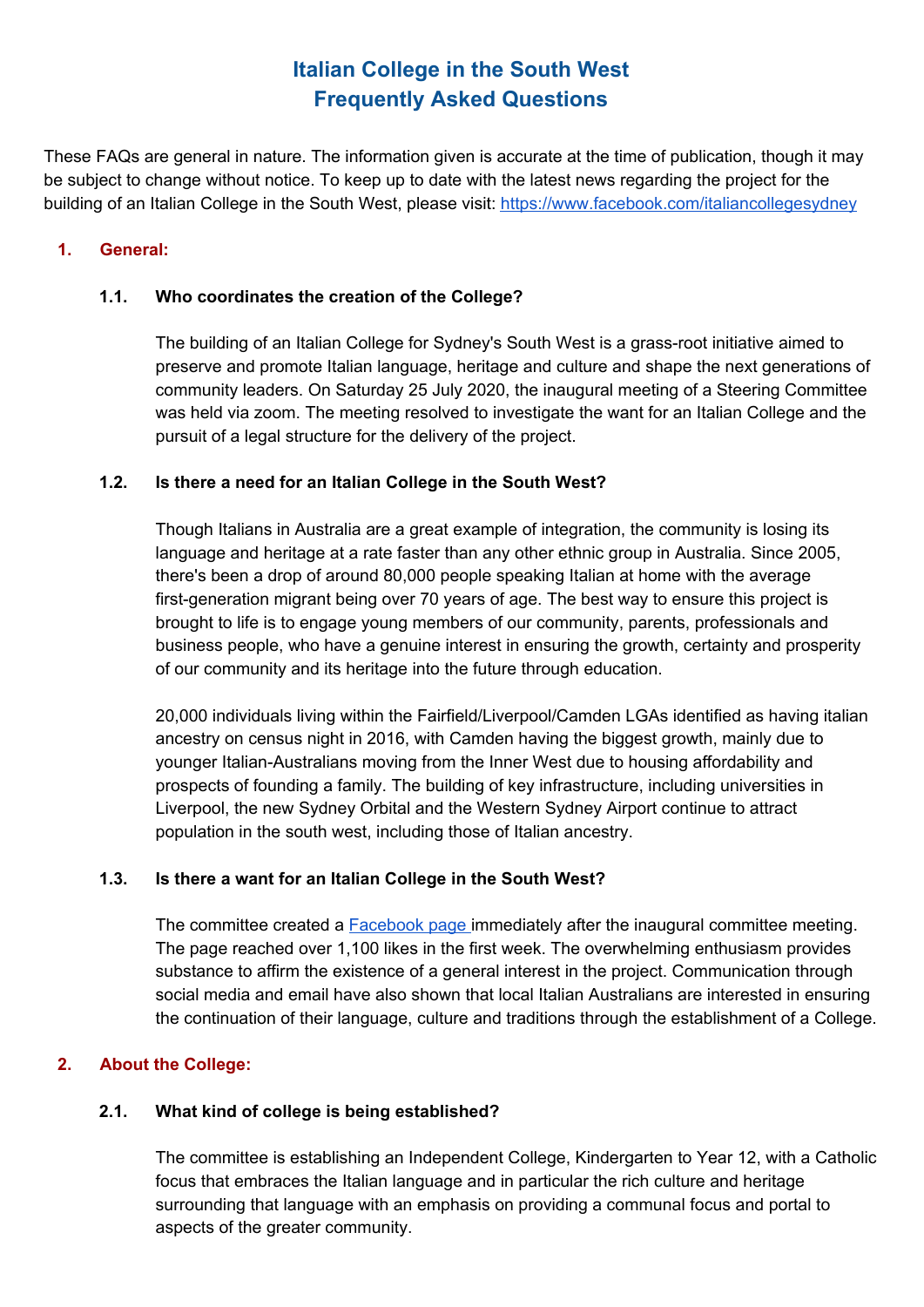# Italian College in the South West
# Frequently Asked Questions

These FAQs are general in nature. The information given is accurate at the time of publication, though it may be subject to change without notice. To keep up to date with the latest news regarding the project for the building of an Italian College in the South West, please visit: [https://www.facebook.com/italiancollegesydney](https://www.facebook.com/italiancollegesydney)

## 1. General:

### 1.1. Who coordinates the creation of the College?

The building of an Italian College for Sydney's South West is a grass-root initiative aimed to preserve and promote Italian language, heritage and culture and shape the next generations of community leaders. On Saturday 25 July 2020, the inaugural meeting of a Steering Committee was held via zoom. The meeting resolved to investigate the want for an Italian College and the pursuit of a legal structure for the delivery of the project.

### 1.2. Is there a need for an Italian College in the South West?

Though Italians in Australia are a great example of integration, the community is losing its language and heritage at a rate faster than any other ethnic group in Australia. Since 2005, there's been a drop of around 80,000 people speaking Italian at home with the average first-generation migrant being over 70 years of age. The best way to ensure this project is brought to life is to engage young members of our community, parents, professionals and business people, who have a genuine interest in ensuring the growth, certainty and prosperity of our community and its heritage into the future through education.

20,000 individuals living within the Fairfield/Liverpool/Camden LGAs identified as having italian ancestry on census night in 2016, with Camden having the biggest growth, mainly due to younger Italian-Australians moving from the Inner West due to housing affordability and prospects of founding a family. The building of key infrastructure, including universities in Liverpool, the new Sydney Orbital and the Western Sydney Airport continue to attract population in the south west, including those of Italian ancestry.

### 1.3. Is there a want for an Italian College in the South West?

The committee created a [Facebook page](https://www.facebook.com/italiancollegesydney) immediately after the inaugural committee meeting. The page reached over 1,100 likes in the first week. The overwhelming enthusiasm provides substance to affirm the existence of a general interest in the project. Communication through social media and email have also shown that local Italian Australians are interested in ensuring the continuation of their language, culture and traditions through the establishment of a College.

## 2. About the College:

### 2.1. What kind of college is being established?

The committee is establishing an Independent College, Kindergarten to Year 12, with a Catholic focus that embraces the Italian language and in particular the rich culture and heritage surrounding that language with an emphasis on providing a communal focus and portal to aspects of the greater community.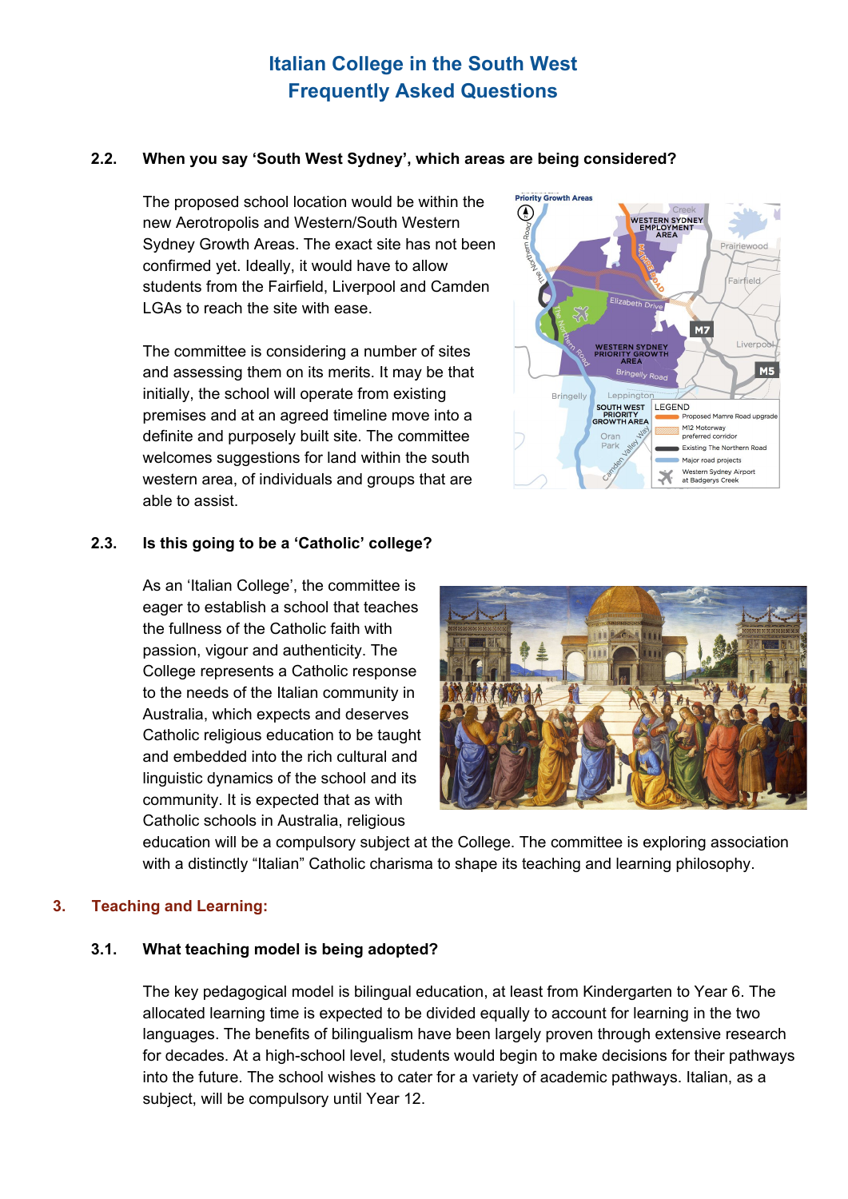# Italian College in the South West
# Frequently Asked Questions

### 2.2. When you say 'South West Sydney', which areas are being considered?

The proposed school location would be within the new Aerotropolis and Western/South Western Sydney Growth Areas. The exact site has not been confirmed yet. Ideally, it would have to allow students from the Fairfield, Liverpool and Camden LGAs to reach the site with ease.

The committee is considering a number of sites and assessing them on its merits. It may be that initially, the school will operate from existing premises and at an agreed timeline move into a definite and purposely built site. The committee welcomes suggestions for land within the south western area, of individuals and groups that are able to assist.

### 2.3. Is this going to be a 'Catholic' college?

As an 'Italian College', the committee is eager to establish a school that teaches the fullness of the Catholic faith with passion, vigour and authenticity. The College represents a Catholic response to the needs of the Italian community in Australia, which expects and deserves Catholic religious education to be taught and embedded into the rich cultural and linguistic dynamics of the school and its community. It is expected that as with Catholic schools in Australia, religious education will be a compulsory subject at the College. The committee is exploring association with a distinctly "Italian" Catholic charisma to shape its teaching and learning philosophy.

## 3. Teaching and Learning:

### 3.1. What teaching model is being adopted?

The key pedagogical model is bilingual education, at least from Kindergarten to Year 6. The allocated learning time is expected to be divided equally to account for learning in the two languages. The benefits of bilingualism have been largely proven through extensive research for decades. At a high-school level, students would begin to make decisions for their pathways into the future. The school wishes to cater for a variety of academic pathways. Italian, as a subject, will be compulsory until Year 12.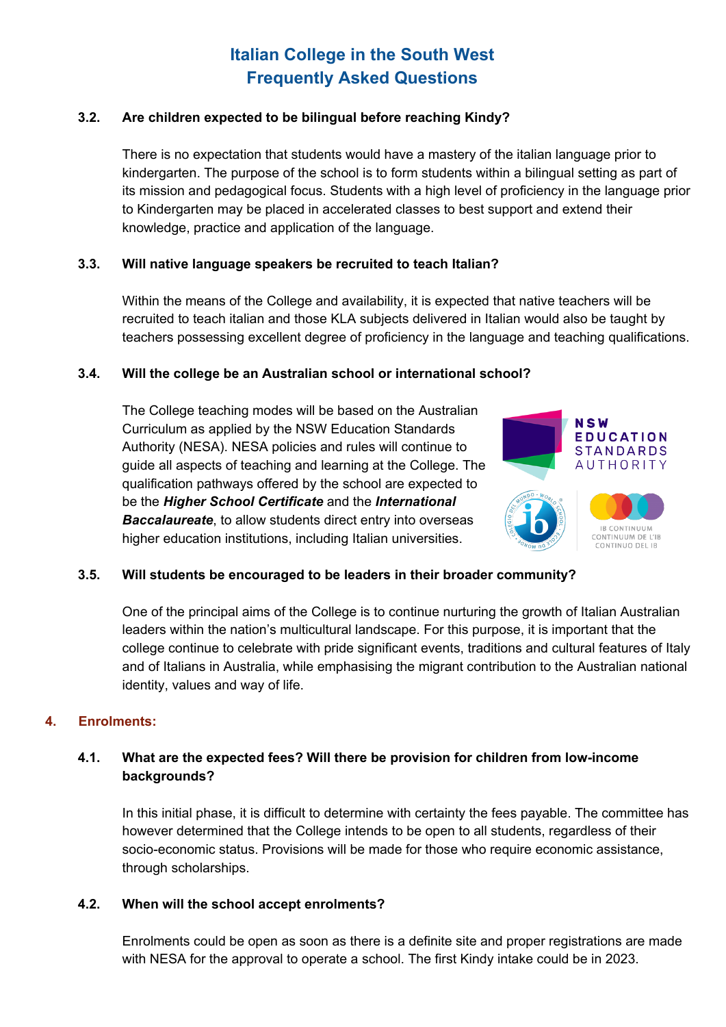# Italian College in the South West
# Frequently Asked Questions

### 3.2. Are children expected to be bilingual before reaching Kindy?

There is no expectation that students would have a mastery of the italian language prior to kindergarten. The purpose of the school is to form students within a bilingual setting as part of its mission and pedagogical focus. Students with a high level of proficiency in the language prior to Kindergarten may be placed in accelerated classes to best support and extend their knowledge, practice and application of the language.

### 3.3. Will native language speakers be recruited to teach Italian?

Within the means of the College and availability, it is expected that native teachers will be recruited to teach italian and those KLA subjects delivered in Italian would also be taught by teachers possessing excellent degree of proficiency in the language and teaching qualifications.

### 3.4. Will the college be an Australian school or international school?

The College teaching modes will be based on the Australian Curriculum as applied by the NSW Education Standards Authority (NESA). NESA policies and rules will continue to guide all aspects of teaching and learning at the College. The qualification pathways offered by the school are expected to be the ***Higher School Certificate*** and the ***International Baccalaureate***, to allow students direct entry into overseas higher education institutions, including Italian universities.

### 3.5. Will students be encouraged to be leaders in their broader community?

One of the principal aims of the College is to continue nurturing the growth of Italian Australian leaders within the nation's multicultural landscape. For this purpose, it is important that the college continue to celebrate with pride significant events, traditions and cultural features of Italy and of Italians in Australia, while emphasising the migrant contribution to the Australian national identity, values and way of life.

## 4. Enrolments:

### 4.1. What are the expected fees? Will there be provision for children from low-income backgrounds?

In this initial phase, it is difficult to determine with certainty the fees payable. The committee has however determined that the College intends to be open to all students, regardless of their socio-economic status. Provisions will be made for those who require economic assistance, through scholarships.

### 4.2. When will the school accept enrolments?

Enrolments could be open as soon as there is a definite site and proper registrations are made with NESA for the approval to operate a school. The first Kindy intake could be in 2023.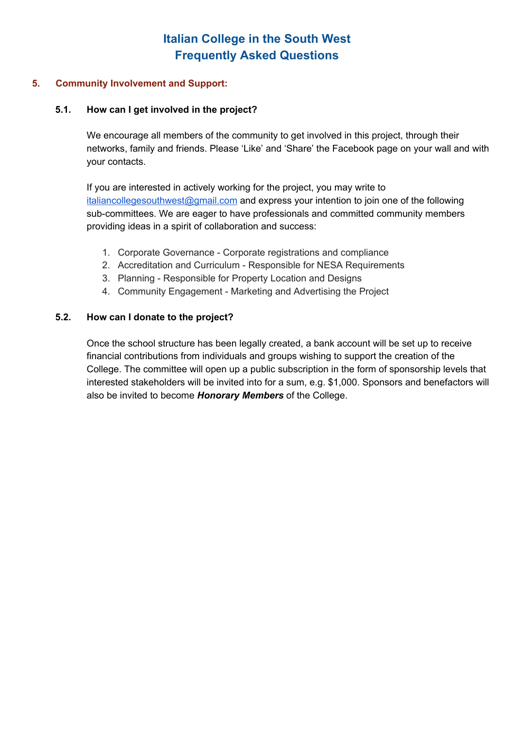# Italian College in the South West
# Frequently Asked Questions

## 5. Community Involvement and Support:

### 5.1. How can I get involved in the project?

We encourage all members of the community to get involved in this project, through their networks, family and friends. Please 'Like' and 'Share' the Facebook page on your wall and with your contacts.

If you are interested in actively working for the project, you may write to italiancollegesouthwest@gmail.com and express your intention to join one of the following sub-committees. We are eager to have professionals and committed community members providing ideas in a spirit of collaboration and success:

1. Corporate Governance - Corporate registrations and compliance
2. Accreditation and Curriculum - Responsible for NESA Requirements
3. Planning - Responsible for Property Location and Designs
4. Community Engagement - Marketing and Advertising the Project

### 5.2. How can I donate to the project?

Once the school structure has been legally created, a bank account will be set up to receive financial contributions from individuals and groups wishing to support the creation of the College. The committee will open up a public subscription in the form of sponsorship levels that interested stakeholders will be invited into for a sum, e.g. $1,000. Sponsors and benefactors will also be invited to become ***Honorary Members*** of the College.